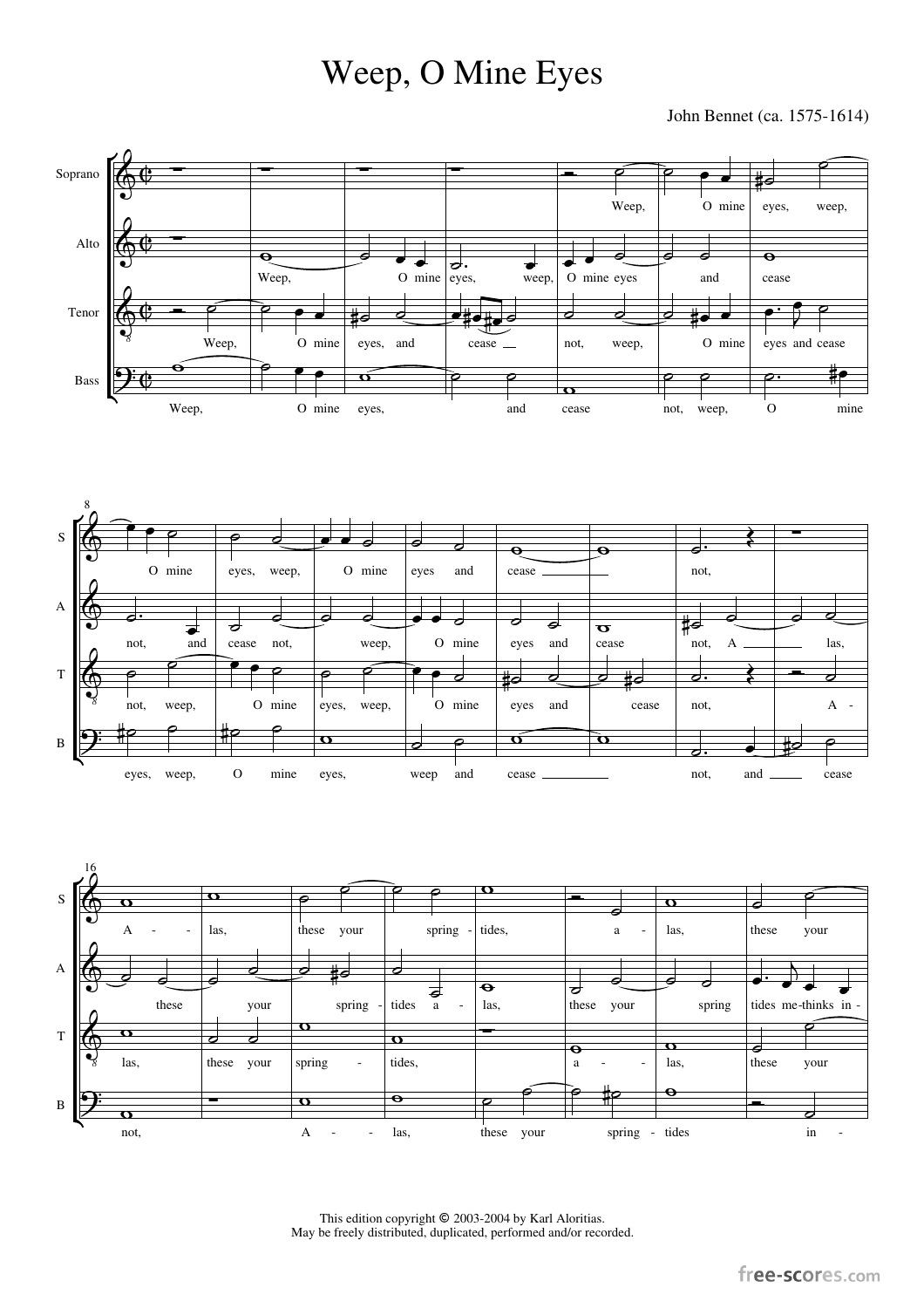# Weep, O Mine Eyes

John Bennet (ca. 1575-1614)

This edition copyright © 2003-2004 by Karl Aloritias.
May be freely distributed, duplicated, performed and/or recorded.